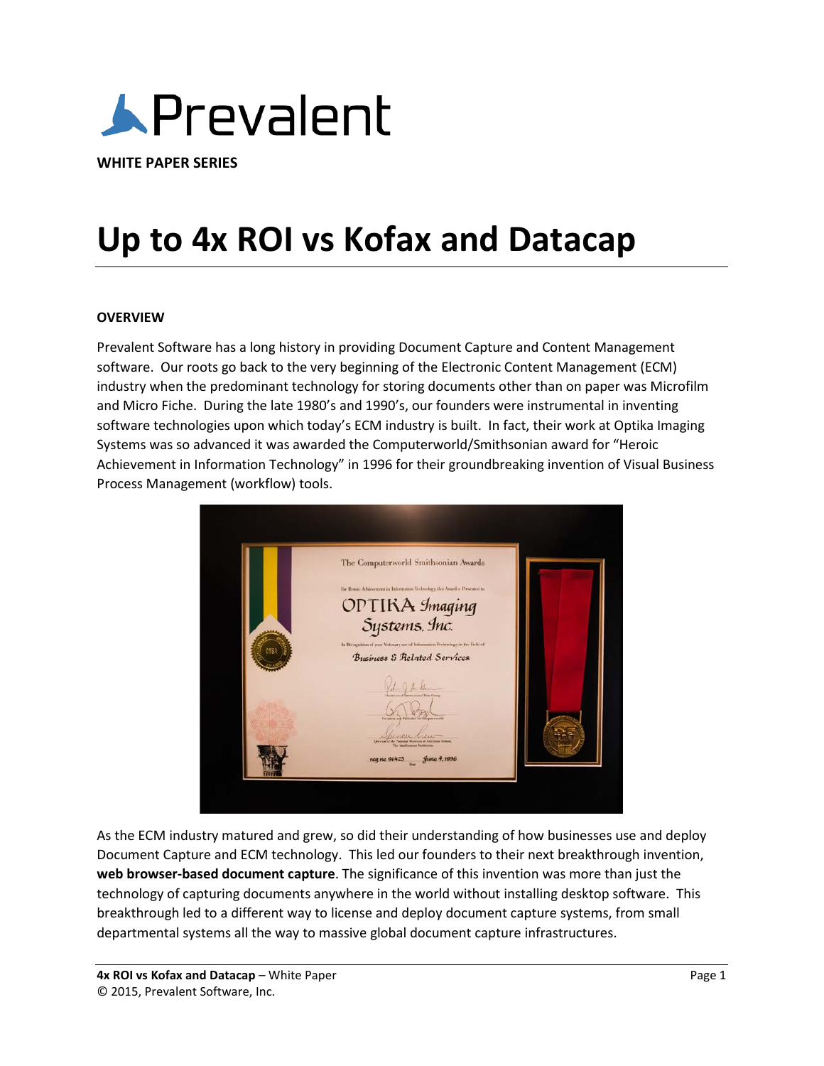Prevalent

**WHITE PAPER SERIES**

# Up to 4x ROI vs Kofax and Datacap

**OVERVIEW**

Prevalent Software has a long history in providing Document Capture and Content Management software. Our roots go back to the very beginning of the Electronic Content Management (ECM) industry when the predominant technology for storing documents other than on paper was Microfilm and Micro Fiche. During the late 1980's and 1990's, our founders were instrumental in inventing software technologies upon which today's ECM industry is built. In fact, their work at Optika Imaging Systems was so advanced it was awarded the Computerworld/Smithsonian award for "Heroic Achievement in Information Technology" in 1996 for their groundbreaking invention of Visual Business Process Management (workflow) tools.

As the ECM industry matured and grew, so did their understanding of how businesses use and deploy Document Capture and ECM technology. This led our founders to their next breakthrough invention, **web browser-based document capture**. The significance of this invention was more than just the technology of capturing documents anywhere in the world without installing desktop software. This breakthrough led to a different way to license and deploy document capture systems, from small departmental systems all the way to massive global document capture infrastructures.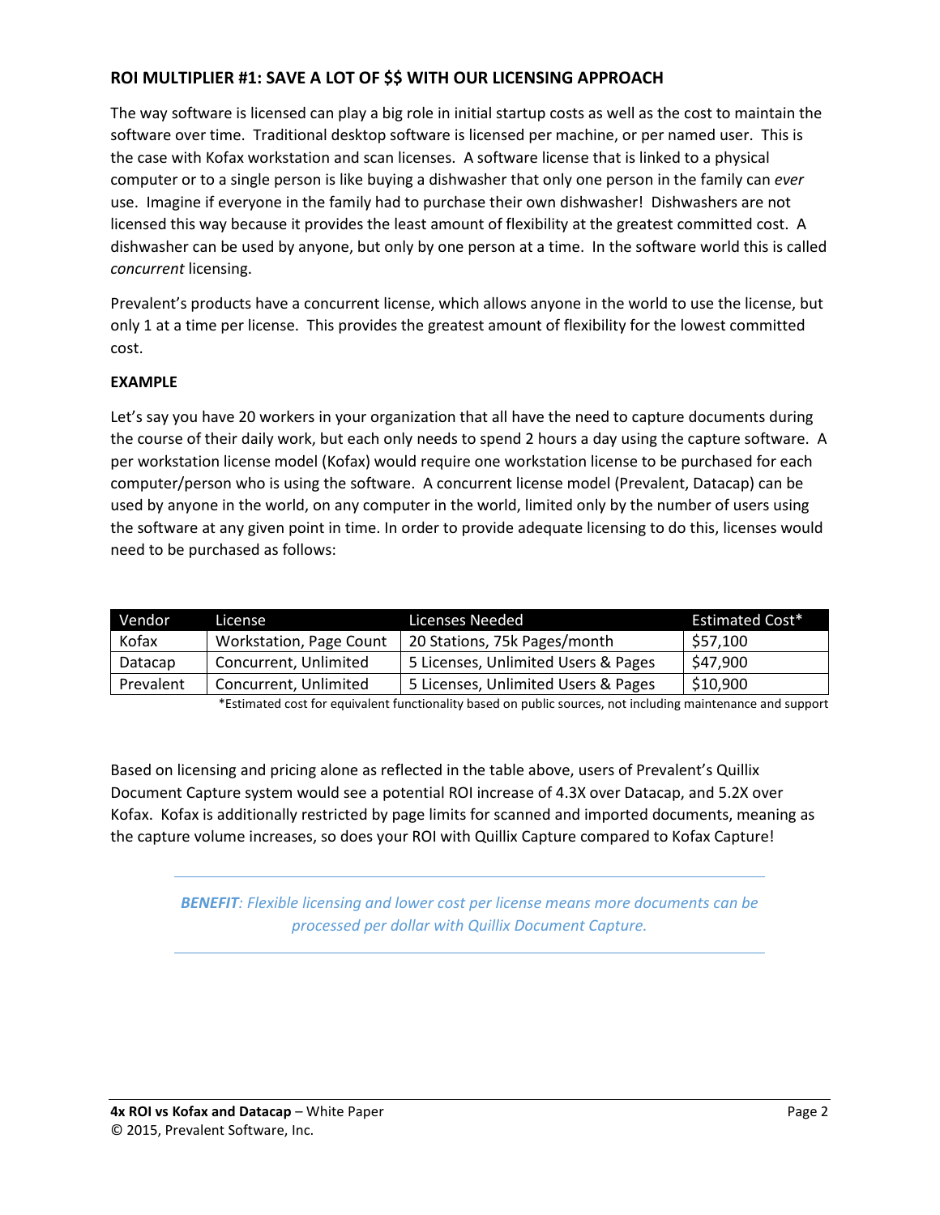## ROI MULTIPLIER #1: SAVE A LOT OF $$ WITH OUR LICENSING APPROACH

The way software is licensed can play a big role in initial startup costs as well as the cost to maintain the software over time. Traditional desktop software is licensed per machine, or per named user. This is the case with Kofax workstation and scan licenses. A software license that is linked to a physical computer or to a single person is like buying a dishwasher that only one person in the family can *ever* use. Imagine if everyone in the family had to purchase their own dishwasher! Dishwashers are not licensed this way because it provides the least amount of flexibility at the greatest committed cost. A dishwasher can be used by anyone, but only by one person at a time. In the software world this is called *concurrent* licensing.

Prevalent's products have a concurrent license, which allows anyone in the world to use the license, but only 1 at a time per license. This provides the greatest amount of flexibility for the lowest committed cost.

**EXAMPLE**

Let's say you have 20 workers in your organization that all have the need to capture documents during the course of their daily work, but each only needs to spend 2 hours a day using the capture software. A per workstation license model (Kofax) would require one workstation license to be purchased for each computer/person who is using the software. A concurrent license model (Prevalent, Datacap) can be used by anyone in the world, on any computer in the world, limited only by the number of users using the software at any given point in time. In order to provide adequate licensing to do this, licenses would need to be purchased as follows:

| Vendor | License | Licenses Needed | Estimated Cost* |
|---|---|---|---|
| Kofax | Workstation, Page Count | 20 Stations, 75k Pages/month | $57,100 |
| Datacap | Concurrent, Unlimited | 5 Licenses, Unlimited Users & Pages | $47,900 |
| Prevalent | Concurrent, Unlimited | 5 Licenses, Unlimited Users & Pages | $10,900 |

*Estimated cost for equivalent functionality based on public sources, not including maintenance and support

Based on licensing and pricing alone as reflected in the table above, users of Prevalent's Quillix Document Capture system would see a potential ROI increase of 4.3X over Datacap, and 5.2X over Kofax. Kofax is additionally restricted by page limits for scanned and imported documents, meaning as the capture volume increases, so does your ROI with Quillix Capture compared to Kofax Capture!

***BENEFIT**: Flexible licensing and lower cost per license means more documents can be processed per dollar with Quillix Document Capture.*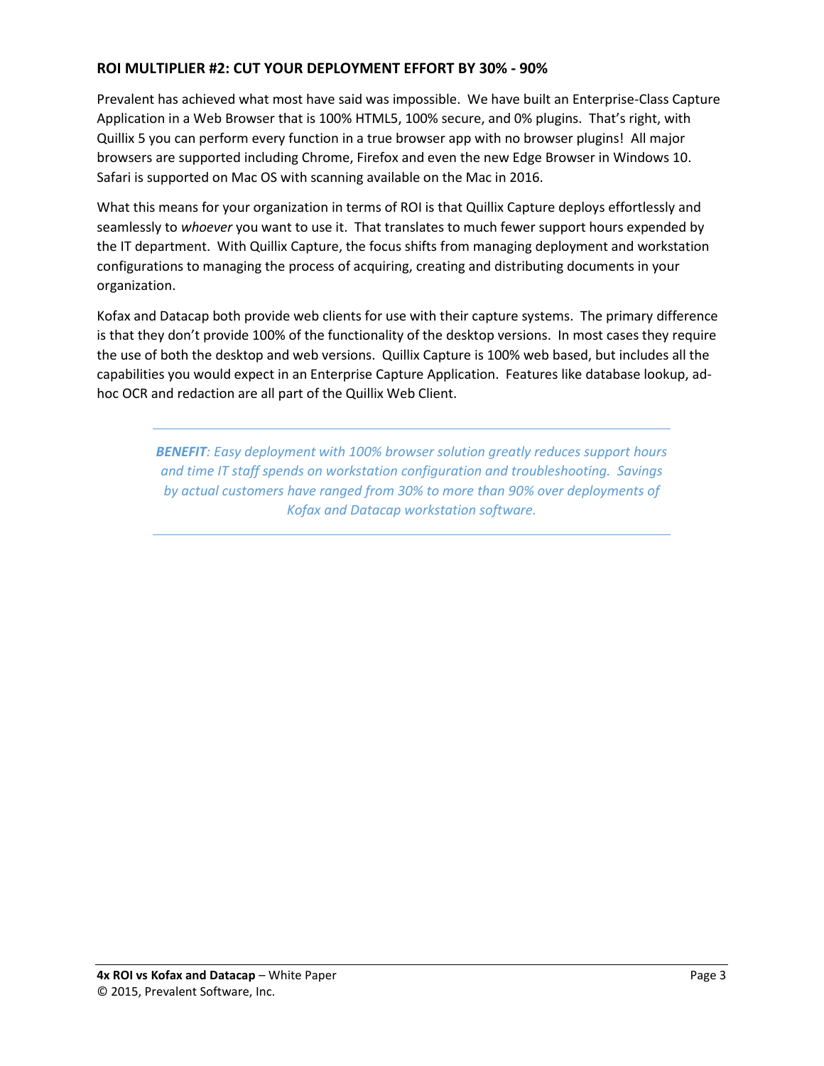### ROI MULTIPLIER #2: CUT YOUR DEPLOYMENT EFFORT BY 30% - 90%

Prevalent has achieved what most have said was impossible. We have built an Enterprise-Class Capture Application in a Web Browser that is 100% HTML5, 100% secure, and 0% plugins. That's right, with Quillix 5 you can perform every function in a true browser app with no browser plugins! All major browsers are supported including Chrome, Firefox and even the new Edge Browser in Windows 10. Safari is supported on Mac OS with scanning available on the Mac in 2016.

What this means for your organization in terms of ROI is that Quillix Capture deploys effortlessly and seamlessly to *whoever* you want to use it. That translates to much fewer support hours expended by the IT department. With Quillix Capture, the focus shifts from managing deployment and workstation configurations to managing the process of acquiring, creating and distributing documents in your organization.

Kofax and Datacap both provide web clients for use with their capture systems. The primary difference is that they don't provide 100% of the functionality of the desktop versions. In most cases they require the use of both the desktop and web versions. Quillix Capture is 100% web based, but includes all the capabilities you would expect in an Enterprise Capture Application. Features like database lookup, ad-hoc OCR and redaction are all part of the Quillix Web Client.

---

***BENEFIT**: Easy deployment with 100% browser solution greatly reduces support hours and time IT staff spends on workstation configuration and troubleshooting. Savings by actual customers have ranged from 30% to more than 90% over deployments of Kofax and Datacap workstation software.*

---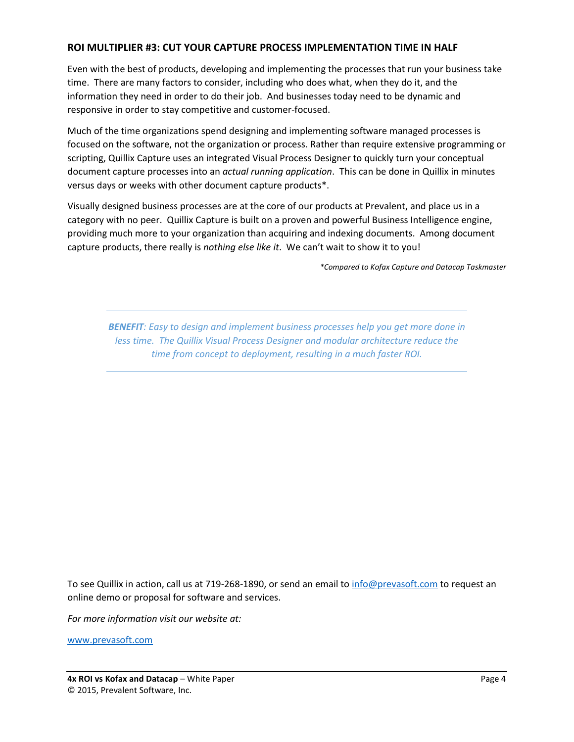### ROI MULTIPLIER #3: CUT YOUR CAPTURE PROCESS IMPLEMENTATION TIME IN HALF

Even with the best of products, developing and implementing the processes that run your business take time. There are many factors to consider, including who does what, when they do it, and the information they need in order to do their job. And businesses today need to be dynamic and responsive in order to stay competitive and customer-focused.

Much of the time organizations spend designing and implementing software managed processes is focused on the software, not the organization or process. Rather than require extensive programming or scripting, Quillix Capture uses an integrated Visual Process Designer to quickly turn your conceptual document capture processes into an *actual running application*. This can be done in Quillix in minutes versus days or weeks with other document capture products*.

Visually designed business processes are at the core of our products at Prevalent, and place us in a category with no peer. Quillix Capture is built on a proven and powerful Business Intelligence engine, providing much more to your organization than acquiring and indexing documents. Among document capture products, there really is *nothing else like it*. We can't wait to show it to you!

*\*Compared to Kofax Capture and Datacap Taskmaster*

---

***BENEFIT**: Easy to design and implement business processes help you get more done in less time. The Quillix Visual Process Designer and modular architecture reduce the time from concept to deployment, resulting in a much faster ROI.*

---

To see Quillix in action, call us at 719-268-1890, or send an email to [info@prevasoft.com](mailto:info@prevasoft.com) to request an online demo or proposal for software and services.

*For more information visit our website at:*

[www.prevasoft.com](http://www.prevasoft.com)